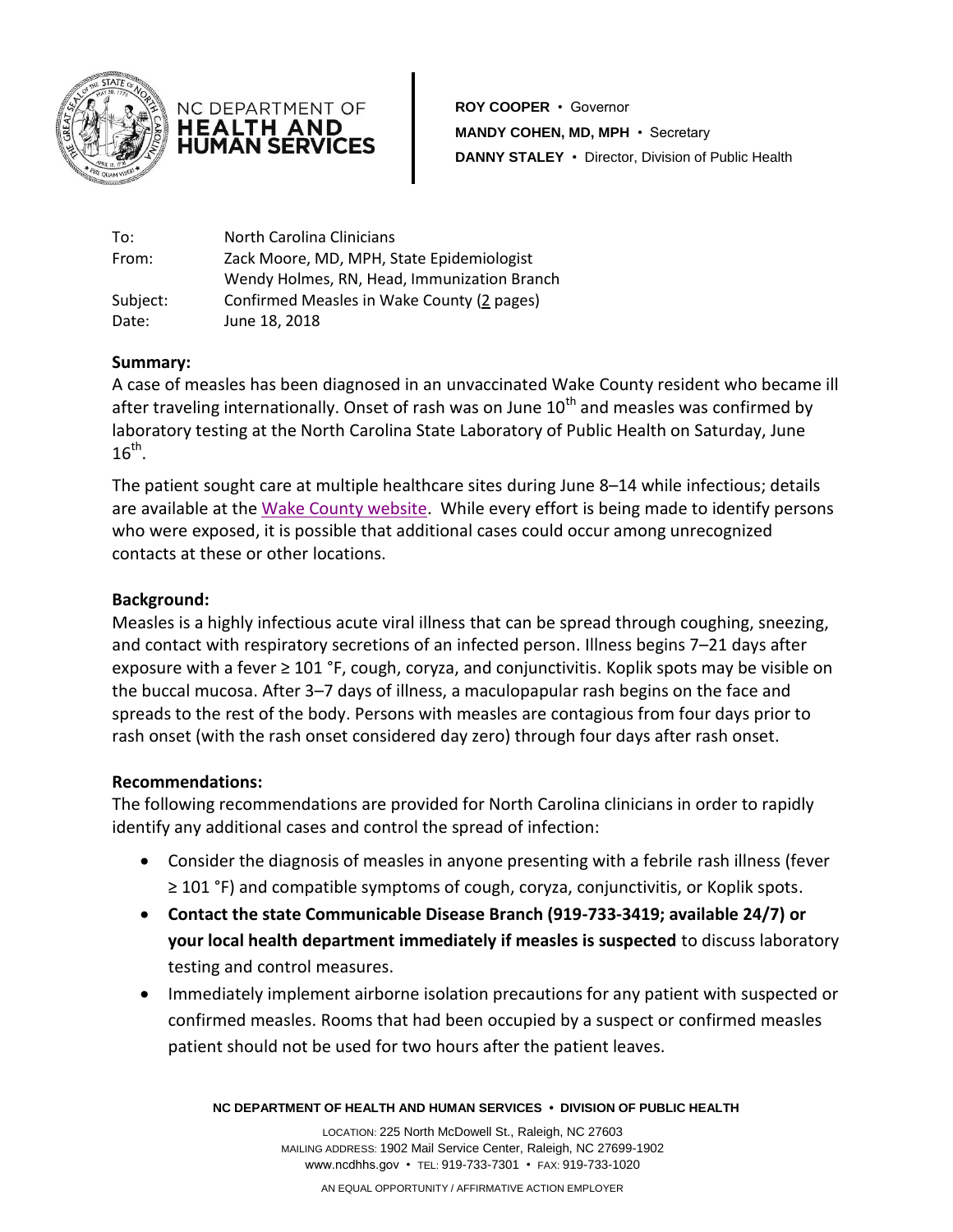NC DEPARTMENT OF **HEALTH AND HUMAN SERVICES**

**ROY COOPER** • Governor
**MANDY COHEN, MD, MPH** • Secretary
**DANNY STALEY** • Director, Division of Public Health

| | |
|---|---|
| To: | North Carolina Clinicians |
| From: | Zack Moore, MD, MPH, State Epidemiologist<br>Wendy Holmes, RN, Head, Immunization Branch |
| Subject: | Confirmed Measles in Wake County (2 pages) |
| Date: | June 18, 2018 |

**Summary:**

A case of measles has been diagnosed in an unvaccinated Wake County resident who became ill after traveling internationally. Onset of rash was on June 10th and measles was confirmed by laboratory testing at the North Carolina State Laboratory of Public Health on Saturday, June 16th.

The patient sought care at multiple healthcare sites during June 8–14 while infectious; details are available at the Wake County website. While every effort is being made to identify persons who were exposed, it is possible that additional cases could occur among unrecognized contacts at these or other locations.

**Background:**

Measles is a highly infectious acute viral illness that can be spread through coughing, sneezing, and contact with respiratory secretions of an infected person. Illness begins 7–21 days after exposure with a fever ≥ 101 °F, cough, coryza, and conjunctivitis. Koplik spots may be visible on the buccal mucosa. After 3–7 days of illness, a maculopapular rash begins on the face and spreads to the rest of the body. Persons with measles are contagious from four days prior to rash onset (with the rash onset considered day zero) through four days after rash onset.

**Recommendations:**

The following recommendations are provided for North Carolina clinicians in order to rapidly identify any additional cases and control the spread of infection:

- Consider the diagnosis of measles in anyone presenting with a febrile rash illness (fever ≥ 101 °F) and compatible symptoms of cough, coryza, conjunctivitis, or Koplik spots.
- **Contact the state Communicable Disease Branch (919-733-3419; available 24/7) or your local health department immediately if measles is suspected** to discuss laboratory testing and control measures.
- Immediately implement airborne isolation precautions for any patient with suspected or confirmed measles. Rooms that had been occupied by a suspect or confirmed measles patient should not be used for two hours after the patient leaves.

**NC DEPARTMENT OF HEALTH AND HUMAN SERVICES • DIVISION OF PUBLIC HEALTH**

LOCATION: 225 North McDowell St., Raleigh, NC 27603
MAILING ADDRESS: 1902 Mail Service Center, Raleigh, NC 27699-1902
www.ncdhhs.gov • TEL: 919-733-7301 • FAX: 919-733-1020

AN EQUAL OPPORTUNITY / AFFIRMATIVE ACTION EMPLOYER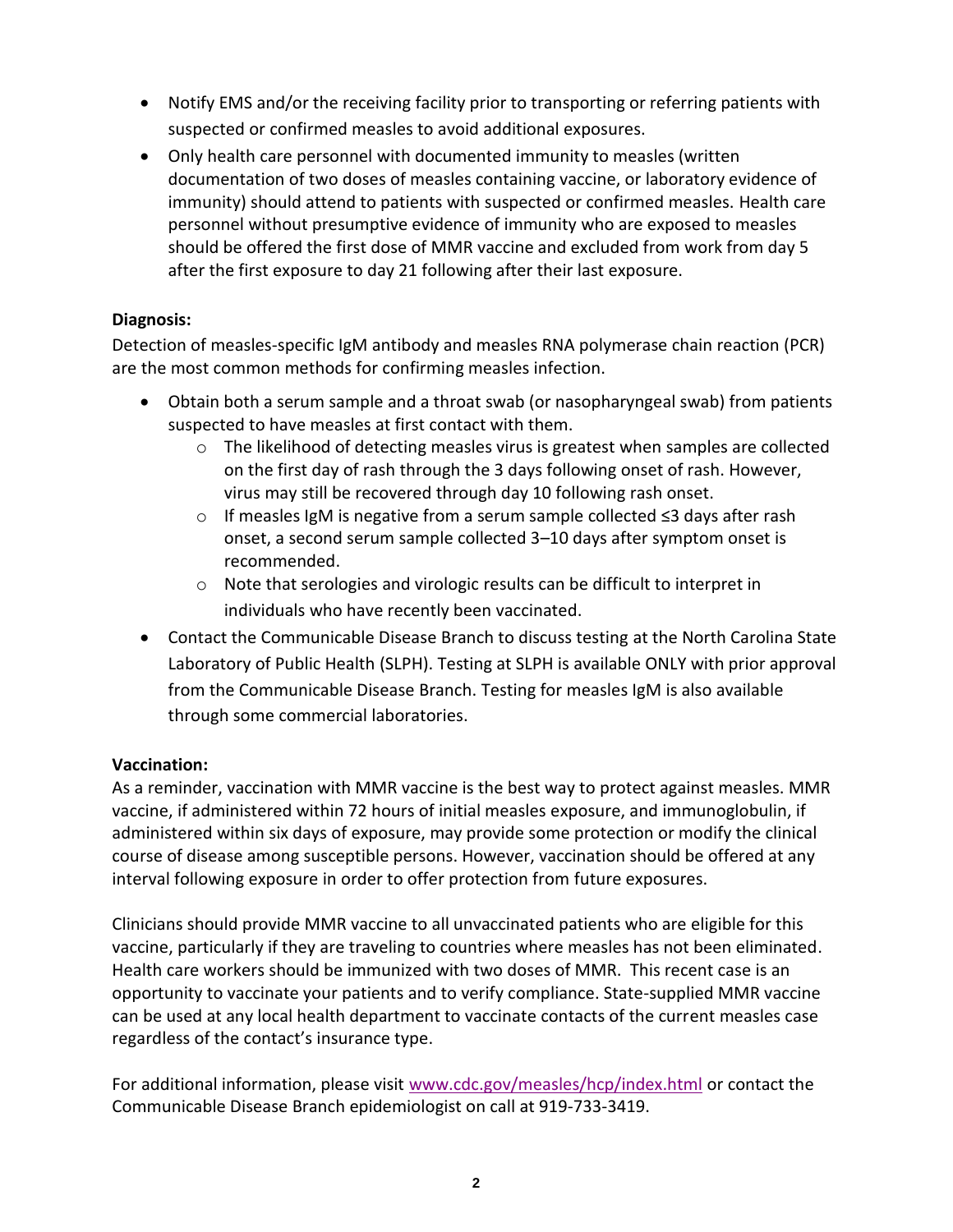- Notify EMS and/or the receiving facility prior to transporting or referring patients with suspected or confirmed measles to avoid additional exposures.
- Only health care personnel with documented immunity to measles (written documentation of two doses of measles containing vaccine, or laboratory evidence of immunity) should attend to patients with suspected or confirmed measles. Health care personnel without presumptive evidence of immunity who are exposed to measles should be offered the first dose of MMR vaccine and excluded from work from day 5 after the first exposure to day 21 following after their last exposure.

**Diagnosis:**

Detection of measles-specific IgM antibody and measles RNA polymerase chain reaction (PCR) are the most common methods for confirming measles infection.

- Obtain both a serum sample and a throat swab (or nasopharyngeal swab) from patients suspected to have measles at first contact with them.
  - The likelihood of detecting measles virus is greatest when samples are collected on the first day of rash through the 3 days following onset of rash. However, virus may still be recovered through day 10 following rash onset.
  - If measles IgM is negative from a serum sample collected ≤3 days after rash onset, a second serum sample collected 3–10 days after symptom onset is recommended.
  - Note that serologies and virologic results can be difficult to interpret in individuals who have recently been vaccinated.
- Contact the Communicable Disease Branch to discuss testing at the North Carolina State Laboratory of Public Health (SLPH). Testing at SLPH is available ONLY with prior approval from the Communicable Disease Branch. Testing for measles IgM is also available through some commercial laboratories.

**Vaccination:**

As a reminder, vaccination with MMR vaccine is the best way to protect against measles. MMR vaccine, if administered within 72 hours of initial measles exposure, and immunoglobulin, if administered within six days of exposure, may provide some protection or modify the clinical course of disease among susceptible persons. However, vaccination should be offered at any interval following exposure in order to offer protection from future exposures.

Clinicians should provide MMR vaccine to all unvaccinated patients who are eligible for this vaccine, particularly if they are traveling to countries where measles has not been eliminated. Health care workers should be immunized with two doses of MMR. This recent case is an opportunity to vaccinate your patients and to verify compliance. State-supplied MMR vaccine can be used at any local health department to vaccinate contacts of the current measles case regardless of the contact's insurance type.

For additional information, please visit [www.cdc.gov/measles/hcp/index.html](http://www.cdc.gov/measles/hcp/index.html) or contact the Communicable Disease Branch epidemiologist on call at 919-733-3419.